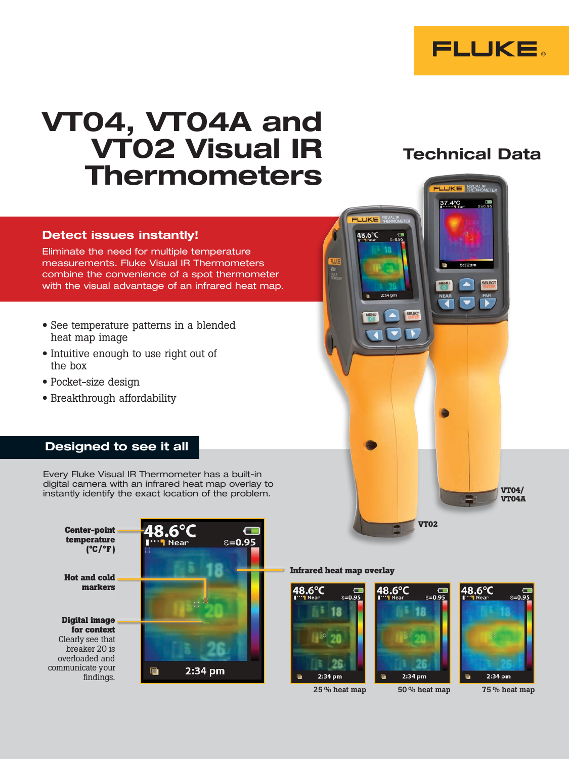FLUKE

# VT04, VT04A and VT02 Visual IR Thermometers

Technical Data

## Detect issues instantly!

Eliminate the need for multiple temperature measurements. Fluke Visual IR Thermometers combine the convenience of a spot thermometer with the visual advantage of an infrared heat map.

- See temperature patterns in a blended heat map image
- Intuitive enough to use right out of the box
- Pocket-size design
- Breakthrough affordability

VT04/ VT04A

VT02

## Designed to see it all

Every Fluke Visual IR Thermometer has a built-in digital camera with an infrared heat map overlay to instantly identify the exact location of the problem.

**Center-point temperature (°C/°F)**

**Hot and cold markers**

**Digital image for context**
Clearly see that breaker 20 is overloaded and communicate your findings.

**Infrared heat map overlay**

25 % heat map

50 % heat map

75 % heat map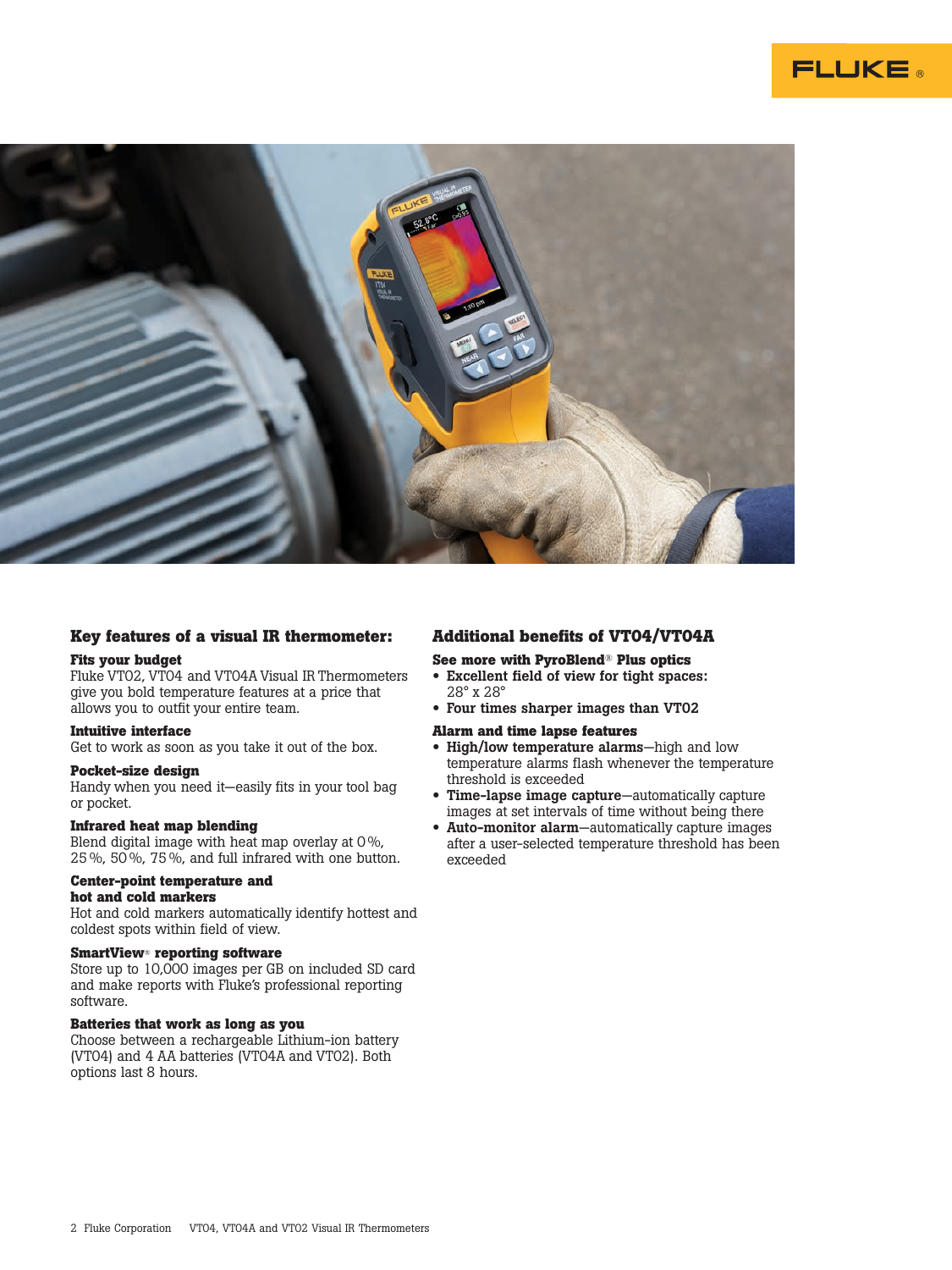## Key features of a visual IR thermometer:

### Fits your budget

Fluke VT02, VT04 and VT04A Visual IR Thermometers give you bold temperature features at a price that allows you to outfit your entire team.

### Intuitive interface

Get to work as soon as you take it out of the box.

### Pocket-size design

Handy when you need it—easily fits in your tool bag or pocket.

### Infrared heat map blending

Blend digital image with heat map overlay at 0 %, 25 %, 50 %, 75 %, and full infrared with one button.

### Center-point temperature and hot and cold markers

Hot and cold markers automatically identify hottest and coldest spots within field of view.

### SmartView® reporting software

Store up to 10,000 images per GB on included SD card and make reports with Fluke's professional reporting software.

### Batteries that work as long as you

Choose between a rechargeable Lithium-ion battery (VT04) and 4 AA batteries (VT04A and VT02). Both options last 8 hours.

## Additional benefits of VT04/VT04A

### See more with PyroBlend® Plus optics

- **Excellent field of view for tight spaces:** 28° x 28°
- **Four times sharper images than VT02**

### Alarm and time lapse features

- **High/low temperature alarms**—high and low temperature alarms flash whenever the temperature threshold is exceeded
- **Time-lapse image capture**—automatically capture images at set intervals of time without being there
- **Auto-monitor alarm**—automatically capture images after a user-selected temperature threshold has been exceeded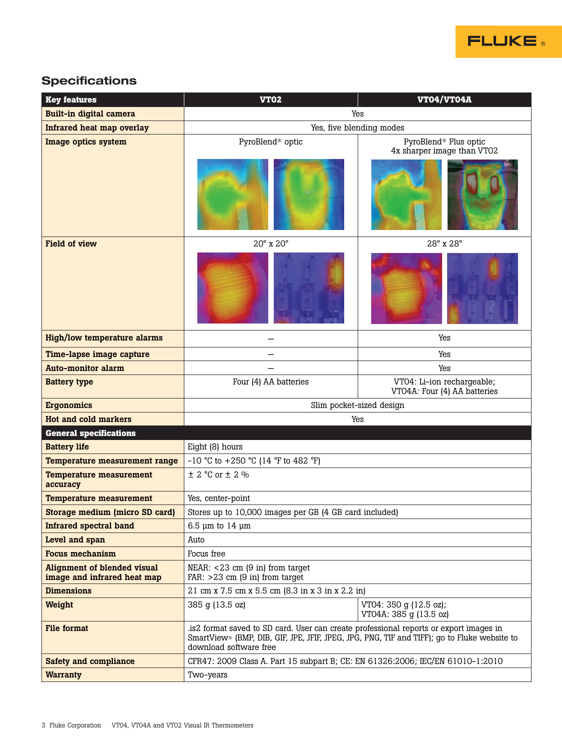## Specifications

| Key features | VT02 | VT04/VT04A |
|---|---|---|
| Built-in digital camera | Yes | |
| Infrared heat map overlay | Yes, five blending modes | |
| Image optics system | PyroBlend® optic | PyroBlend® Plus optic<br>4x sharper image than VT02 |
| Field of view | 20° x 20° | 28° x 28° |
| High/low temperature alarms | — | Yes |
| Time-lapse image capture | — | Yes |
| Auto-monitor alarm | — | Yes |
| Battery type | Four (4) AA batteries | VT04: Li-ion rechargeable;<br>VT04A: Four (4) AA batteries |
| Ergonomics | Slim pocket-sized design | |
| Hot and cold markers | Yes | |
| **General specifications** | | |
| Battery life | Eight (8) hours | |
| Temperature measurement range | -10 °C to +250 °C (14 °F to 482 °F) | |
| Temperature measurement accuracy | ± 2 °C or ± 2 % | |
| Temperature measurement | Yes, center-point | |
| Storage medium (micro SD card) | Stores up to 10,000 images per GB (4 GB card included) | |
| Infrared spectral band | 6.5 µm to 14 µm | |
| Level and span | Auto | |
| Focus mechanism | Focus free | |
| Alignment of blended visual image and infrared heat map | NEAR: <23 cm (9 in) from target<br>FAR: >23 cm (9 in) from target | |
| Dimensions | 21 cm x 7.5 cm x 5.5 cm (8.3 in x 3 in x 2.2 in) | |
| Weight | 385 g (13.5 oz) | VT04: 350 g (12.5 oz);<br>VT04A: 385 g (13.5 oz) |
| File format | .is2 format saved to SD card. User can create professional reports or export images in SmartView® (BMP, DIB, GIF, JPE, JFIF, JPEG, JPG, PNG, TIF and TIFF); go to Fluke website to download software free | |
| Safety and compliance | CFR47: 2009 Class A. Part 15 subpart B; CE: EN 61326:2006; IEC/EN 61010-1:2010 | |
| Warranty | Two-years | |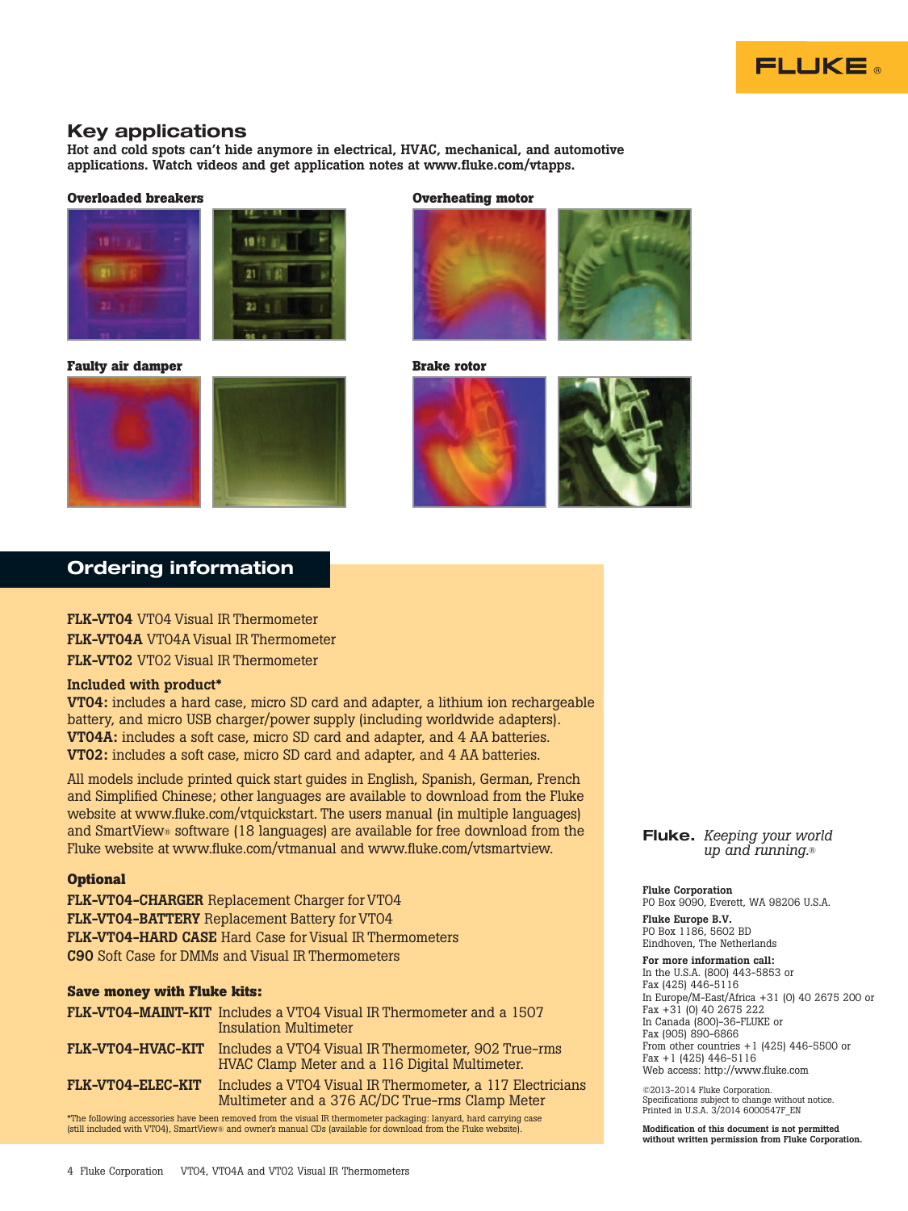## Key applications

**Hot and cold spots can't hide anymore in electrical, HVAC, mechanical, and automotive applications. Watch videos and get application notes at www.fluke.com/vtapps.**

**Overloaded breakers**

**Overheating motor**

**Faulty air damper**

**Brake rotor**

## Ordering information

**FLK-VT04** VT04 Visual IR Thermometer
**FLK-VT04A** VT04A Visual IR Thermometer
**FLK-VT02** VT02 Visual IR Thermometer

**Included with product***

**VT04:** includes a hard case, micro SD card and adapter, a lithium ion rechargeable battery, and micro USB charger/power supply (including worldwide adapters).
**VT04A:** includes a soft case, micro SD card and adapter, and 4 AA batteries.
**VT02:** includes a soft case, micro SD card and adapter, and 4 AA batteries.

All models include printed quick start guides in English, Spanish, German, French and Simplified Chinese; other languages are available to download from the Fluke website at www.fluke.com/vtquickstart. The users manual (in multiple languages) and SmartView® software (18 languages) are available for free download from the Fluke website at www.fluke.com/vtmanual and www.fluke.com/vtsmartview.

**Optional**

**FLK-VT04-CHARGER** Replacement Charger for VT04
**FLK-VT04-BATTERY** Replacement Battery for VT04
**FLK-VT04-HARD CASE** Hard Case for Visual IR Thermometers
**C90** Soft Case for DMMs and Visual IR Thermometers

**Save money with Fluke kits:**

| | |
|---|---|
| **FLK-VT04-MAINT-KIT** | Includes a VT04 Visual IR Thermometer and a 1507 Insulation Multimeter |
| **FLK-VT04-HVAC-KIT** | Includes a VT04 Visual IR Thermometer, 902 True-rms HVAC Clamp Meter and a 116 Digital Multimeter. |
| **FLK-VT04-ELEC-KIT** | Includes a VT04 Visual IR Thermometer, a 117 Electricians Multimeter and a 376 AC/DC True-rms Clamp Meter |

*The following accessories have been removed from the visual IR thermometer packaging: lanyard, hard carrying case (still included with VT04), SmartView® and owner's manual CDs (available for download from the Fluke website).

**Fluke.** *Keeping your world up and running.®*

**Fluke Corporation**
PO Box 9090, Everett, WA 98206 U.S.A.

**Fluke Europe B.V.**
PO Box 1186, 5602 BD
Eindhoven, The Netherlands

**For more information call:**
In the U.S.A. (800) 443-5853 or
Fax (425) 446-5116
In Europe/M-East/Africa +31 (0) 40 2675 200 or
Fax +31 (0) 40 2675 222
In Canada (800)-36-FLUKE or
Fax (905) 890-6866
From other countries +1 (425) 446-5500 or
Fax +1 (425) 446-5116
Web access: http://www.fluke.com

©2013-2014 Fluke Corporation.
Specifications subject to change without notice.
Printed in U.S.A. 3/2014 6000547F_EN

**Modification of this document is not permitted without written permission from Fluke Corporation.**